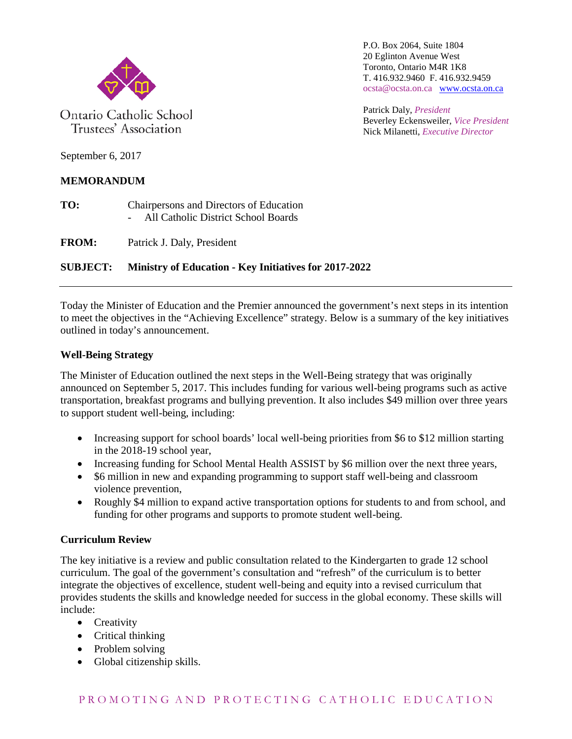Ontario Catholic School Trustees' Association

P.O. Box 2064, Suite 1804
20 Eglinton Avenue West
Toronto, Ontario M4R 1K8
T. 416.932.9460 F. 416.932.9459
ocsta@ocsta.on.ca www.ocsta.on.ca

Patrick Daly, *President*
Beverley Eckensweiler, *Vice President*
Nick Milanetti, *Executive Director*

September 6, 2017

**MEMORANDUM**

**TO:** Chairpersons and Directors of Education
- All Catholic District School Boards

**FROM:** Patrick J. Daly, President

**SUBJECT: Ministry of Education - Key Initiatives for 2017-2022**

---

Today the Minister of Education and the Premier announced the government's next steps in its intention to meet the objectives in the "Achieving Excellence" strategy. Below is a summary of the key initiatives outlined in today's announcement.

**Well-Being Strategy**

The Minister of Education outlined the next steps in the Well-Being strategy that was originally announced on September 5, 2017. This includes funding for various well-being programs such as active transportation, breakfast programs and bullying prevention. It also includes $49 million over three years to support student well-being, including:

- Increasing support for school boards' local well-being priorities from $6 to $12 million starting in the 2018-19 school year,
- Increasing funding for School Mental Health ASSIST by $6 million over the next three years,
- $6 million in new and expanding programming to support staff well-being and classroom violence prevention,
- Roughly $4 million to expand active transportation options for students to and from school, and funding for other programs and supports to promote student well-being.

**Curriculum Review**

The key initiative is a review and public consultation related to the Kindergarten to grade 12 school curriculum. The goal of the government's consultation and "refresh" of the curriculum is to better integrate the objectives of excellence, student well-being and equity into a revised curriculum that provides students the skills and knowledge needed for success in the global economy. These skills will include:

- Creativity
- Critical thinking
- Problem solving
- Global citizenship skills.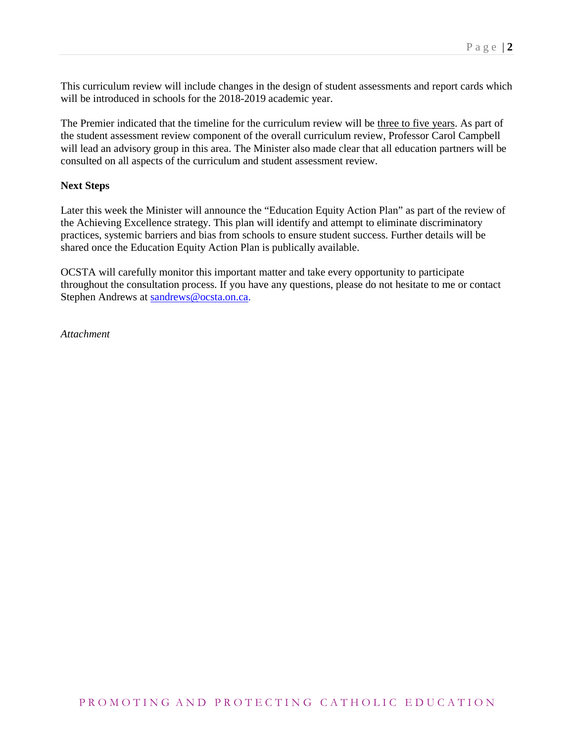This curriculum review will include changes in the design of student assessments and report cards which will be introduced in schools for the 2018-2019 academic year.

The Premier indicated that the timeline for the curriculum review will be three to five years. As part of the student assessment review component of the overall curriculum review, Professor Carol Campbell will lead an advisory group in this area. The Minister also made clear that all education partners will be consulted on all aspects of the curriculum and student assessment review.

**Next Steps**

Later this week the Minister will announce the "Education Equity Action Plan" as part of the review of the Achieving Excellence strategy. This plan will identify and attempt to eliminate discriminatory practices, systemic barriers and bias from schools to ensure student success. Further details will be shared once the Education Equity Action Plan is publically available.

OCSTA will carefully monitor this important matter and take every opportunity to participate throughout the consultation process. If you have any questions, please do not hesitate to me or contact Stephen Andrews at sandrews@ocsta.on.ca.

*Attachment*